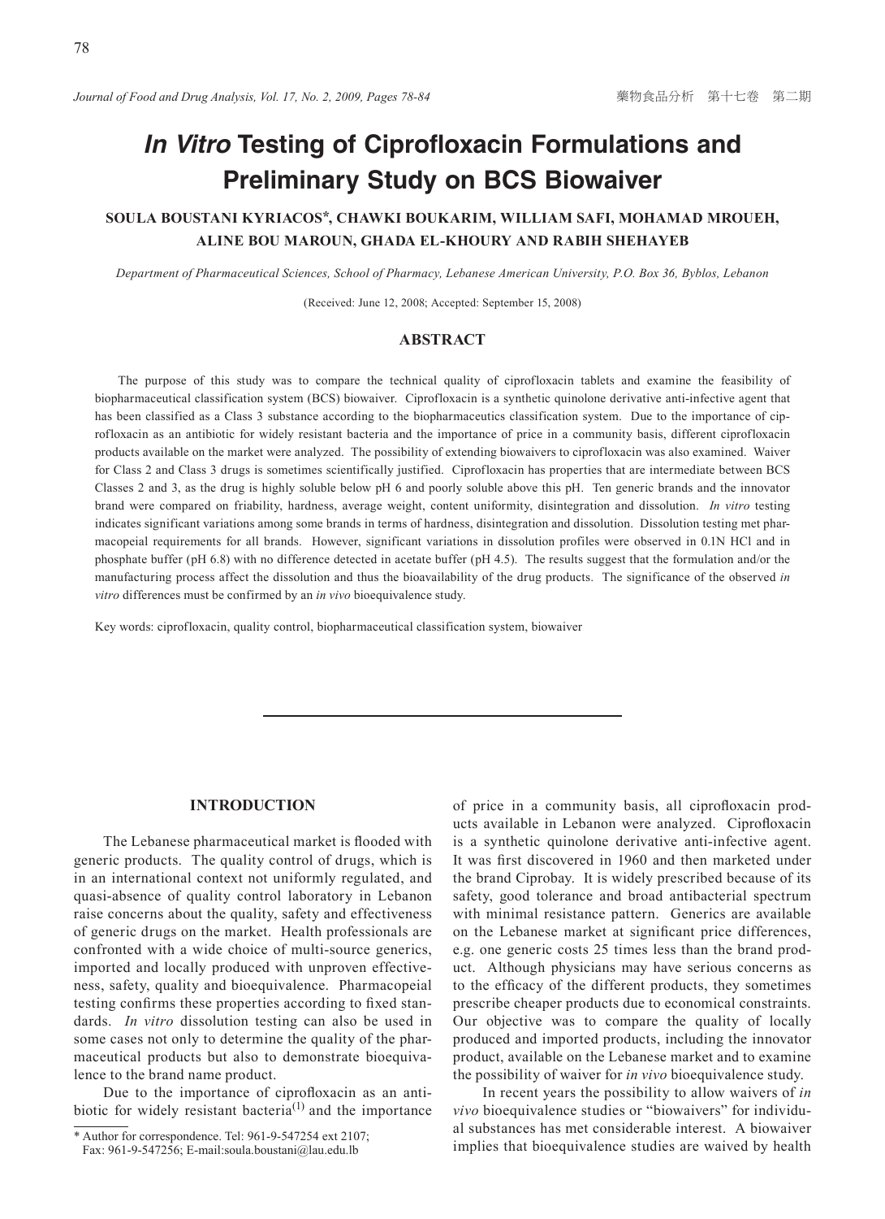# *In Vitro* Testing of Ciprofloxacin Formulations and Preliminary Study on BCS Biowaiver

**SOULA BOUSTANI KYRIACOS\*, CHAWKI BOUKARIM, WILLIAM SAFI, MOHAMAD MROUEH, ALINE BOU MAROUN, GHADA EL-KHOURY AND RABIH SHEHAYEB**

*Department of Pharmaceutical Sciences, School of Pharmacy, Lebanese American University, P.O. Box 36, Byblos, Lebanon*

(Received: June 12, 2008; Accepted: September 15, 2008)

## ABSTRACT

The purpose of this study was to compare the technical quality of ciprofloxacin tablets and examine the feasibility of biopharmaceutical classification system (BCS) biowaiver. Ciprofloxacin is a synthetic quinolone derivative anti-infective agent that has been classified as a Class 3 substance according to the biopharmaceutics classification system. Due to the importance of ciprofloxacin as an antibiotic for widely resistant bacteria and the importance of price in a community basis, different ciprofloxacin products available on the market were analyzed. The possibility of extending biowaivers to ciprofloxacin was also examined. Waiver for Class 2 and Class 3 drugs is sometimes scientifically justified. Ciprofloxacin has properties that are intermediate between BCS Classes 2 and 3, as the drug is highly soluble below pH 6 and poorly soluble above this pH. Ten generic brands and the innovator brand were compared on friability, hardness, average weight, content uniformity, disintegration and dissolution. *In vitro* testing indicates significant variations among some brands in terms of hardness, disintegration and dissolution. Dissolution testing met pharmacopeial requirements for all brands. However, significant variations in dissolution profiles were observed in 0.1N HCl and in phosphate buffer (pH 6.8) with no difference detected in acetate buffer (pH 4.5). The results suggest that the formulation and/or the manufacturing process affect the dissolution and thus the bioavailability of the drug products. The significance of the observed *in vitro* differences must be confirmed by an *in vivo* bioequivalence study.

Key words: ciprofloxacin, quality control, biopharmaceutical classification system, biowaiver

## INTRODUCTION

The Lebanese pharmaceutical market is flooded with generic products. The quality control of drugs, which is in an international context not uniformly regulated, and quasi-absence of quality control laboratory in Lebanon raise concerns about the quality, safety and effectiveness of generic drugs on the market. Health professionals are confronted with a wide choice of multi-source generics, imported and locally produced with unproven effectiveness, safety, quality and bioequivalence. Pharmacopeial testing confirms these properties according to fixed standards. *In vitro* dissolution testing can also be used in some cases not only to determine the quality of the pharmaceutical products but also to demonstrate bioequivalence to the brand name product.

Due to the importance of ciprofloxacin as an antibiotic for widely resistant bacteria[1] and the importance of price in a community basis, all ciprofloxacin products available in Lebanon were analyzed. Ciprofloxacin is a synthetic quinolone derivative anti-infective agent. It was first discovered in 1960 and then marketed under the brand Ciprobay. It is widely prescribed because of its safety, good tolerance and broad antibacterial spectrum with minimal resistance pattern. Generics are available on the Lebanese market at significant price differences, e.g. one generic costs 25 times less than the brand product. Although physicians may have serious concerns as to the efficacy of the different products, they sometimes prescribe cheaper products due to economical constraints. Our objective was to compare the quality of locally produced and imported products, including the innovator product, available on the Lebanese market and to examine the possibility of waiver for *in vivo* bioequivalence study.

In recent years the possibility to allow waivers of *in vivo* bioequivalence studies or "biowaivers" for individual substances has met considerable interest. A biowaiver implies that bioequivalence studies are waived by health

\* Author for correspondence. Tel: 961-9-547254 ext 2107; Fax: 961-9-547256; E-mail:soula.boustani@lau.edu.lb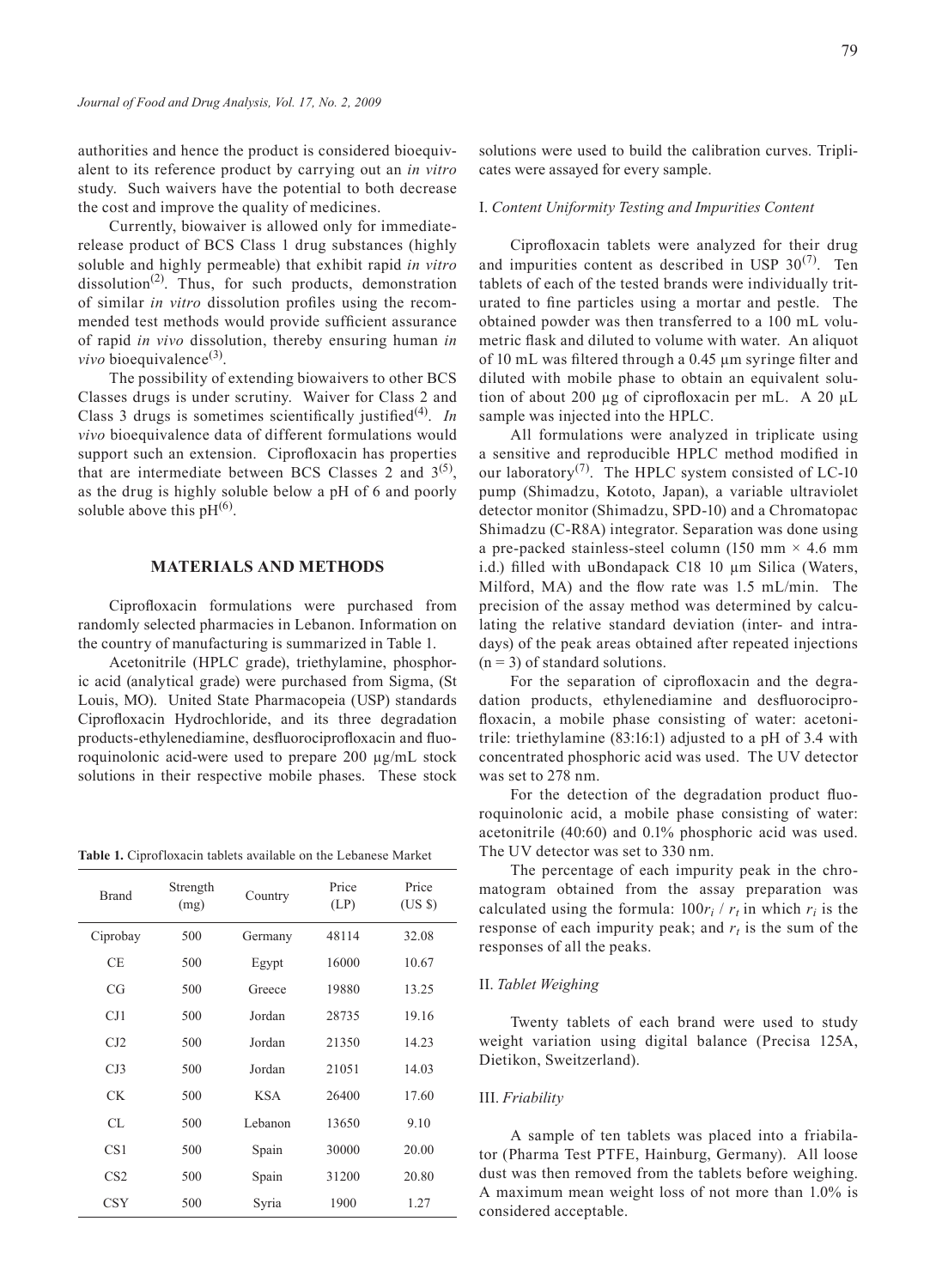authorities and hence the product is considered bioequivalent to its reference product by carrying out an *in vitro* study. Such waivers have the potential to both decrease the cost and improve the quality of medicines.

Currently, biowaiver is allowed only for immediate-release product of BCS Class 1 drug substances (highly soluble and highly permeable) that exhibit rapid *in vitro* dissolution[2]. Thus, for such products, demonstration of similar *in vitro* dissolution profiles using the recommended test methods would provide sufficient assurance of rapid *in vivo* dissolution, thereby ensuring human *in vivo* bioequivalence[3].

The possibility of extending biowaivers to other BCS Classes drugs is under scrutiny. Waiver for Class 2 and Class 3 drugs is sometimes scientifically justified[4]. *In vivo* bioequivalence data of different formulations would support such an extension. Ciprofloxacin has properties that are intermediate between BCS Classes 2 and 3[5], as the drug is highly soluble below a pH of 6 and poorly soluble above this pH[6].

## MATERIALS AND METHODS

Ciprofloxacin formulations were purchased from randomly selected pharmacies in Lebanon. Information on the country of manufacturing is summarized in Table 1.

Acetonitrile (HPLC grade), triethylamine, phosphoric acid (analytical grade) were purchased from Sigma, (St Louis, MO). United State Pharmacopeia (USP) standards Ciprofloxacin Hydrochloride, and its three degradation products-ethylenediamine, desfluorociprofloxacin and fluoroquinolonic acid-were used to prepare 200 µg/mL stock solutions in their respective mobile phases. These stock solutions were used to build the calibration curves. Triplicates were assayed for every sample.

**Table 1.** Ciprofloxacin tablets available on the Lebanese Market

| Brand | Strength (mg) | Country | Price (LP) | Price (US $) |
|---|---|---|---|---|
| Ciprobay | 500 | Germany | 48114 | 32.08 |
| CE | 500 | Egypt | 16000 | 10.67 |
| CG | 500 | Greece | 19880 | 13.25 |
| CJ1 | 500 | Jordan | 28735 | 19.16 |
| CJ2 | 500 | Jordan | 21350 | 14.23 |
| CJ3 | 500 | Jordan | 21051 | 14.03 |
| CK | 500 | KSA | 26400 | 17.60 |
| CL | 500 | Lebanon | 13650 | 9.10 |
| CS1 | 500 | Spain | 30000 | 20.00 |
| CS2 | 500 | Spain | 31200 | 20.80 |
| CSY | 500 | Syria | 1900 | 1.27 |

### I. *Content Uniformity Testing and Impurities Content*

Ciprofloxacin tablets were analyzed for their drug and impurities content as described in USP 30[7]. Ten tablets of each of the tested brands were individually triturated to fine particles using a mortar and pestle. The obtained powder was then transferred to a 100 mL volumetric flask and diluted to volume with water. An aliquot of 10 mL was filtered through a 0.45 µm syringe filter and diluted with mobile phase to obtain an equivalent solution of about 200 µg of ciprofloxacin per mL. A 20 µL sample was injected into the HPLC.

All formulations were analyzed in triplicate using a sensitive and reproducible HPLC method modified in our laboratory[7]. The HPLC system consisted of LC-10 pump (Shimadzu, Kototo, Japan), a variable ultraviolet detector monitor (Shimadzu, SPD-10) and a Chromatopac Shimadzu (C-R8A) integrator. Separation was done using a pre-packed stainless-steel column (150 mm × 4.6 mm i.d.) filled with uBondapack C18 10 µm Silica (Waters, Milford, MA) and the flow rate was 1.5 mL/min. The precision of the assay method was determined by calculating the relative standard deviation (inter- and intra-days) of the peak areas obtained after repeated injections (n = 3) of standard solutions.

For the separation of ciprofloxacin and the degradation products, ethylenediamine and desfluorociprofloxacin, a mobile phase consisting of water: acetonitrile: triethylamine (83:16:1) adjusted to a pH of 3.4 with concentrated phosphoric acid was used. The UV detector was set to 278 nm.

For the detection of the degradation product fluoroquinolonic acid, a mobile phase consisting of water: acetonitrile (40:60) and 0.1% phosphoric acid was used. The UV detector was set to 330 nm.

The percentage of each impurity peak in the chromatogram obtained from the assay preparation was calculated using the formula: $100r_i / r_t$ in which $r_i$ is the response of each impurity peak; and $r_t$ is the sum of the responses of all the peaks.

### II. *Tablet Weighing*

Twenty tablets of each brand were used to study weight variation using digital balance (Precisa 125A, Dietikon, Sweitzerland).

### III. *Friability*

A sample of ten tablets was placed into a friabilator (Pharma Test PTFE, Hainburg, Germany). All loose dust was then removed from the tablets before weighing. A maximum mean weight loss of not more than 1.0% is considered acceptable.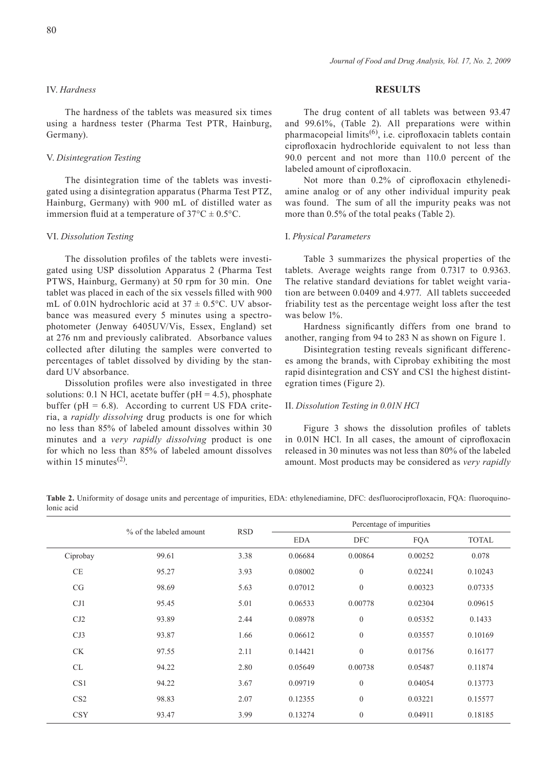### IV. *Hardness*

The hardness of the tablets was measured six times using a hardness tester (Pharma Test PTR, Hainburg, Germany).

### V. *Disintegration Testing*

The disintegration time of the tablets was investigated using a disintegration apparatus (Pharma Test PTZ, Hainburg, Germany) with 900 mL of distilled water as immersion fluid at a temperature of 37°C ± 0.5°C.

### VI. *Dissolution Testing*

The dissolution profiles of the tablets were investigated using USP dissolution Apparatus 2 (Pharma Test PTWS, Hainburg, Germany) at 50 rpm for 30 min. One tablet was placed in each of the six vessels filled with 900 mL of 0.01N hydrochloric acid at 37 ± 0.5°C. UV absorbance was measured every 5 minutes using a spectrophotometer (Jenway 6405UV/Vis, Essex, England) set at 276 nm and previously calibrated. Absorbance values collected after diluting the samples were converted to percentages of tablet dissolved by dividing by the standard UV absorbance.

Dissolution profiles were also investigated in three solutions: 0.1 N HCl, acetate buffer (pH = 4.5), phosphate buffer (pH = 6.8). According to current US FDA criteria, a *rapidly dissolving* drug products is one for which no less than 85% of labeled amount dissolves within 30 minutes and a *very rapidly dissolving* product is one for which no less than 85% of labeled amount dissolves within 15 minutes[2].

## RESULTS

The drug content of all tablets was between 93.47 and 99.61%, (Table 2). All preparations were within pharmacopeial limits[6], i.e. ciprofloxacin tablets contain ciprofloxacin hydrochloride equivalent to not less than 90.0 percent and not more than 110.0 percent of the labeled amount of ciprofloxacin.

Not more than 0.2% of ciprofloxacin ethylenediamine analog or of any other individual impurity peak was found. The sum of all the impurity peaks was not more than 0.5% of the total peaks (Table 2).

### I. *Physical Parameters*

Table 3 summarizes the physical properties of the tablets. Average weights range from 0.7317 to 0.9363. The relative standard deviations for tablet weight variation are between 0.0409 and 4.977. All tablets succeeded friability test as the percentage weight loss after the test was below 1%.

Hardness significantly differs from one brand to another, ranging from 94 to 283 N as shown on Figure 1.

Disintegration testing reveals significant differences among the brands, with Ciprobay exhibiting the most rapid disintegration and CSY and CS1 the highest distintegration times (Figure 2).

### II. *Dissolution Testing in 0.01N HCl*

Figure 3 shows the dissolution profiles of tablets in 0.01N HCl. In all cases, the amount of ciprofloxacin released in 30 minutes was not less than 80% of the labeled amount. Most products may be considered as *very rapidly*

**Table 2.** Uniformity of dosage units and percentage of impurities, EDA: ethylenediamine, DFC: desfluorociprofloxacin, FQA: fluoroquinolonic acid

| | % of the labeled amount | RSD | Percentage of impurities | | | |
|---|---|---|---|---|---|---|
| | | | EDA | DFC | FQA | TOTAL |
| Ciprobay | 99.61 | 3.38 | 0.06684 | 0.00864 | 0.00252 | 0.078 |
| CE | 95.27 | 3.93 | 0.08002 | 0 | 0.02241 | 0.10243 |
| CG | 98.69 | 5.63 | 0.07012 | 0 | 0.00323 | 0.07335 |
| CJ1 | 95.45 | 5.01 | 0.06533 | 0.00778 | 0.02304 | 0.09615 |
| CJ2 | 93.89 | 2.44 | 0.08978 | 0 | 0.05352 | 0.1433 |
| CJ3 | 93.87 | 1.66 | 0.06612 | 0 | 0.03557 | 0.10169 |
| CK | 97.55 | 2.11 | 0.14421 | 0 | 0.01756 | 0.16177 |
| CL | 94.22 | 2.80 | 0.05649 | 0.00738 | 0.05487 | 0.11874 |
| CS1 | 94.22 | 3.67 | 0.09719 | 0 | 0.04054 | 0.13773 |
| CS2 | 98.83 | 2.07 | 0.12355 | 0 | 0.03221 | 0.15577 |
| CSY | 93.47 | 3.99 | 0.13274 | 0 | 0.04911 | 0.18185 |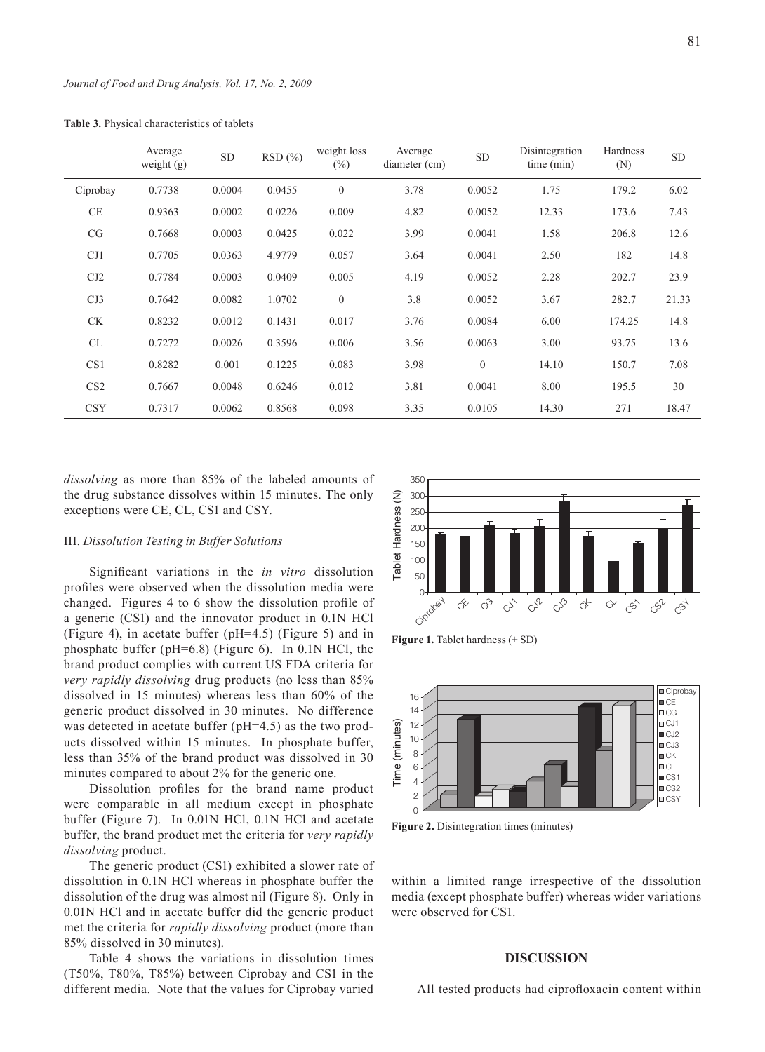**Table 3.** Physical characteristics of tablets

| | Average weight (g) | SD | RSD (%) | weight loss (%) | Average diameter (cm) | SD | Disintegration time (min) | Hardness (N) | SD |
|---|---|---|---|---|---|---|---|---|---|
| Ciprobay | 0.7738 | 0.0004 | 0.0455 | 0 | 3.78 | 0.0052 | 1.75 | 179.2 | 6.02 |
| CE | 0.9363 | 0.0002 | 0.0226 | 0.009 | 4.82 | 0.0052 | 12.33 | 173.6 | 7.43 |
| CG | 0.7668 | 0.0003 | 0.0425 | 0.022 | 3.99 | 0.0041 | 1.58 | 206.8 | 12.6 |
| CJ1 | 0.7705 | 0.0363 | 4.9779 | 0.057 | 3.64 | 0.0041 | 2.50 | 182 | 14.8 |
| CJ2 | 0.7784 | 0.0003 | 0.0409 | 0.005 | 4.19 | 0.0052 | 2.28 | 202.7 | 23.9 |
| CJ3 | 0.7642 | 0.0082 | 1.0702 | 0 | 3.8 | 0.0052 | 3.67 | 282.7 | 21.33 |
| CK | 0.8232 | 0.0012 | 0.1431 | 0.017 | 3.76 | 0.0084 | 6.00 | 174.25 | 14.8 |
| CL | 0.7272 | 0.0026 | 0.3596 | 0.006 | 3.56 | 0.0063 | 3.00 | 93.75 | 13.6 |
| CS1 | 0.8282 | 0.001 | 0.1225 | 0.083 | 3.98 | 0 | 14.10 | 150.7 | 7.08 |
| CS2 | 0.7667 | 0.0048 | 0.6246 | 0.012 | 3.81 | 0.0041 | 8.00 | 195.5 | 30 |
| CSY | 0.7317 | 0.0062 | 0.8568 | 0.098 | 3.35 | 0.0105 | 14.30 | 271 | 18.47 |

*dissolving* as more than 85% of the labeled amounts of the drug substance dissolves within 15 minutes. The only exceptions were CE, CL, CS1 and CSY.

### III. *Dissolution Testing in Buffer Solutions*

Significant variations in the *in vitro* dissolution profiles were observed when the dissolution media were changed. Figures 4 to 6 show the dissolution profile of a generic (CS1) and the innovator product in 0.1N HCl (Figure 4), in acetate buffer (pH=4.5) (Figure 5) and in phosphate buffer (pH=6.8) (Figure 6). In 0.1N HCl, the brand product complies with current US FDA criteria for *very rapidly dissolving* drug products (no less than 85% dissolved in 15 minutes) whereas less than 60% of the generic product dissolved in 30 minutes. No difference was detected in acetate buffer (pH=4.5) as the two products dissolved within 15 minutes. In phosphate buffer, less than 35% of the brand product was dissolved in 30 minutes compared to about 2% for the generic one.

Dissolution profiles for the brand name product were comparable in all medium except in phosphate buffer (Figure 7). In 0.01N HCl, 0.1N HCl and acetate buffer, the brand product met the criteria for *very rapidly dissolving* product.

The generic product (CS1) exhibited a slower rate of dissolution in 0.1N HCl whereas in phosphate buffer the dissolution of the drug was almost nil (Figure 8). Only in 0.01N HCl and in acetate buffer did the generic product met the criteria for *rapidly dissolving* product (more than 85% dissolved in 30 minutes).

Table 4 shows the variations in dissolution times (T50%, T80%, T85%) between Ciprobay and CS1 in the different media. Note that the values for Ciprobay varied within a limited range irrespective of the dissolution media (except phosphate buffer) whereas wider variations were observed for CS1.

**Figure 1.** Tablet hardness (± SD)

**Figure 2.** Disintegration times (minutes)

## DISCUSSION

All tested products had ciprofloxacin content within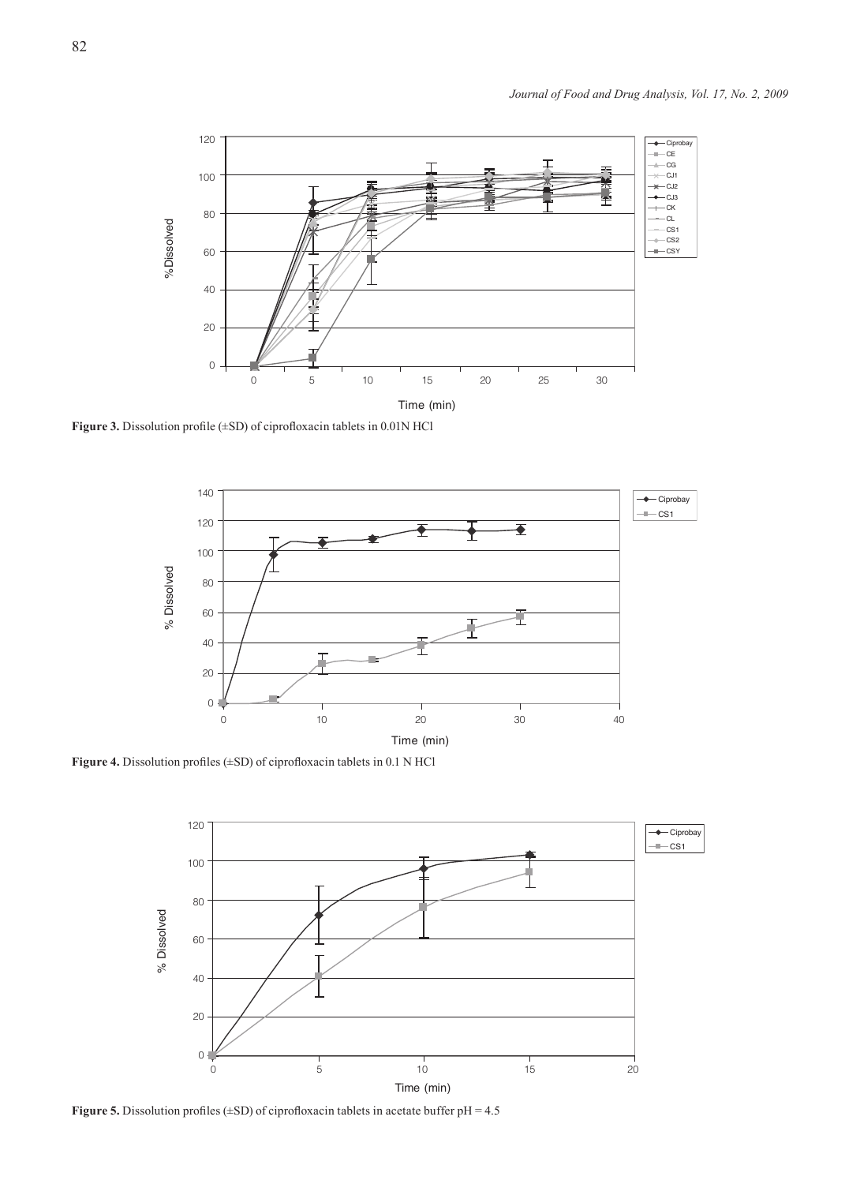**Figure 3.** Dissolution profile (±SD) of ciprofloxacin tablets in 0.01N HCl

**Figure 4.** Dissolution profiles (±SD) of ciprofloxacin tablets in 0.1 N HCl

**Figure 5.** Dissolution profiles (±SD) of ciprofloxacin tablets in acetate buffer pH = 4.5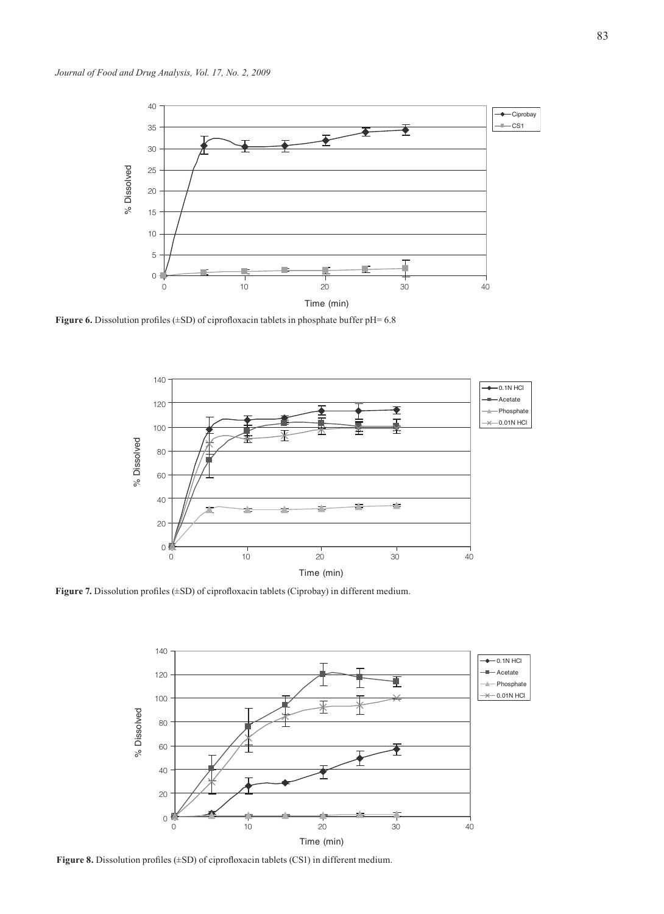**Figure 6.** Dissolution profiles (±SD) of ciprofloxacin tablets in phosphate buffer pH= 6.8

**Figure 7.** Dissolution profiles (±SD) of ciprofloxacin tablets (Ciprobay) in different medium.

**Figure 8.** Dissolution profiles (±SD) of ciprofloxacin tablets (CS1) in different medium.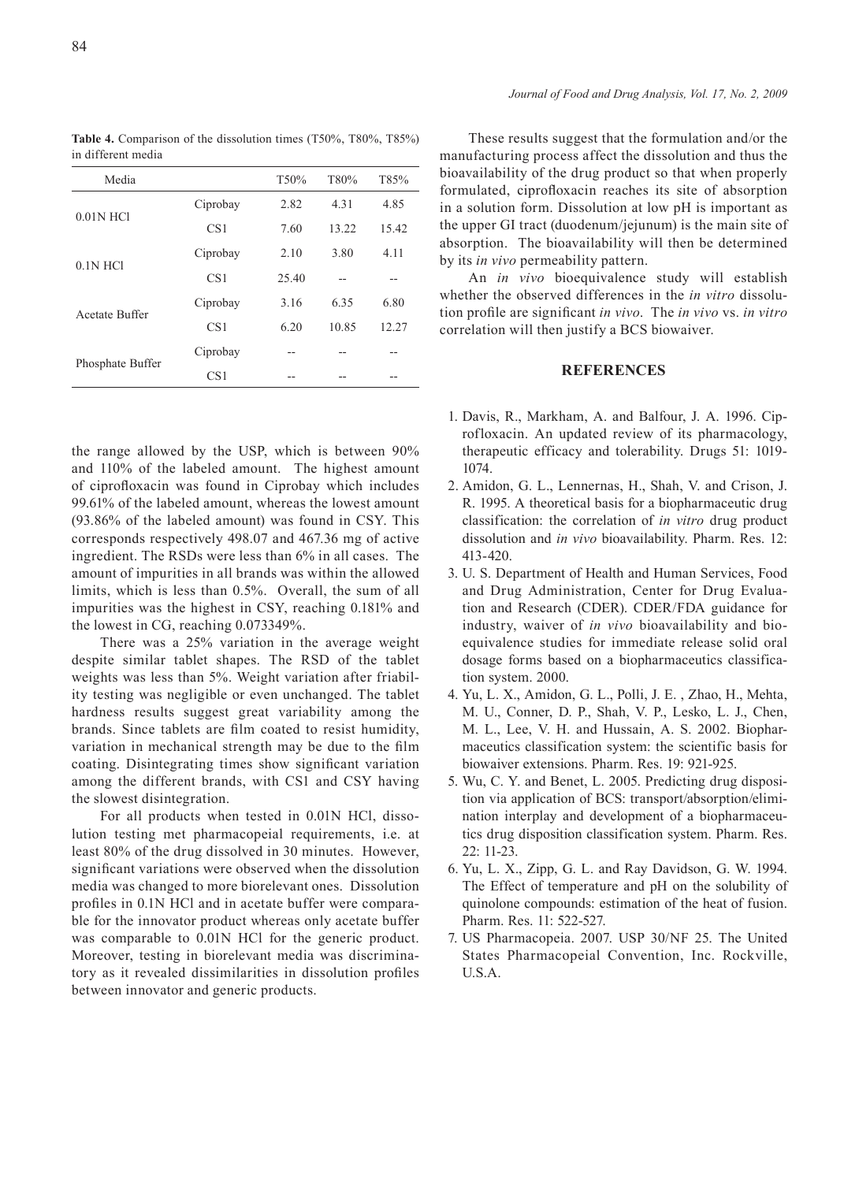**Table 4.** Comparison of the dissolution times (T50%, T80%, T85%) in different media

| Media | | T50% | T80% | T85% |
|---|---|---|---|---|
| 0.01N HCl | Ciprobay | 2.82 | 4.31 | 4.85 |
| | CS1 | 7.60 | 13.22 | 15.42 |
| 0.1N HCl | Ciprobay | 2.10 | 3.80 | 4.11 |
| | CS1 | 25.40 | -- | -- |
| Acetate Buffer | Ciprobay | 3.16 | 6.35 | 6.80 |
| | CS1 | 6.20 | 10.85 | 12.27 |
| Phosphate Buffer | Ciprobay | -- | -- | -- |
| | CS1 | -- | -- | -- |

the range allowed by the USP, which is between 90% and 110% of the labeled amount. The highest amount of ciprofloxacin was found in Ciprobay which includes 99.61% of the labeled amount, whereas the lowest amount (93.86% of the labeled amount) was found in CSY. This corresponds respectively 498.07 and 467.36 mg of active ingredient. The RSDs were less than 6% in all cases. The amount of impurities in all brands was within the allowed limits, which is less than 0.5%. Overall, the sum of all impurities was the highest in CSY, reaching 0.181% and the lowest in CG, reaching 0.073349%.

There was a 25% variation in the average weight despite similar tablet shapes. The RSD of the tablet weights was less than 5%. Weight variation after friability testing was negligible or even unchanged. The tablet hardness results suggest great variability among the brands. Since tablets are film coated to resist humidity, variation in mechanical strength may be due to the film coating. Disintegrating times show significant variation among the different brands, with CS1 and CSY having the slowest disintegration.

For all products when tested in 0.01N HCl, dissolution testing met pharmacopeial requirements, i.e. at least 80% of the drug dissolved in 30 minutes. However, significant variations were observed when the dissolution media was changed to more biorelevant ones. Dissolution profiles in 0.1N HCl and in acetate buffer were comparable for the innovator product whereas only acetate buffer was comparable to 0.01N HCl for the generic product. Moreover, testing in biorelevant media was discriminatory as it revealed dissimilarities in dissolution profiles between innovator and generic products.

These results suggest that the formulation and/or the manufacturing process affect the dissolution and thus the bioavailability of the drug product so that when properly formulated, ciprofloxacin reaches its site of absorption in a solution form. Dissolution at low pH is important as the upper GI tract (duodenum/jejunum) is the main site of absorption. The bioavailability will then be determined by its *in vivo* permeability pattern.

An *in vivo* bioequivalence study will establish whether the observed differences in the *in vitro* dissolution profile are significant *in vivo*. The *in vivo* vs. *in vitro* correlation will then justify a BCS biowaiver.

## REFERENCES

1. Davis, R., Markham, A. and Balfour, J. A. 1996. Ciprofloxacin. An updated review of its pharmacology, therapeutic efficacy and tolerability. Drugs 51: 1019-1074.
2. Amidon, G. L., Lennernas, H., Shah, V. and Crison, J. R. 1995. A theoretical basis for a biopharmaceutic drug classification: the correlation of *in vitro* drug product dissolution and *in vivo* bioavailability. Pharm. Res. 12: 413-420.
3. U. S. Department of Health and Human Services, Food and Drug Administration, Center for Drug Evaluation and Research (CDER). CDER/FDA guidance for industry, waiver of *in vivo* bioavailability and bioequivalence studies for immediate release solid oral dosage forms based on a biopharmaceutics classification system. 2000.
4. Yu, L. X., Amidon, G. L., Polli, J. E. , Zhao, H., Mehta, M. U., Conner, D. P., Shah, V. P., Lesko, L. J., Chen, M. L., Lee, V. H. and Hussain, A. S. 2002. Biopharmaceutics classification system: the scientific basis for biowaiver extensions. Pharm. Res. 19: 921-925.
5. Wu, C. Y. and Benet, L. 2005. Predicting drug disposition via application of BCS: transport/absorption/elimination interplay and development of a biopharmaceutics drug disposition classification system. Pharm. Res. 22: 11-23.
6. Yu, L. X., Zipp, G. L. and Ray Davidson, G. W. 1994. The Effect of temperature and pH on the solubility of quinolone compounds: estimation of the heat of fusion. Pharm. Res. 11: 522-527.
7. US Pharmacopeia. 2007. USP 30/NF 25. The United States Pharmacopeial Convention, Inc. Rockville, U.S.A.